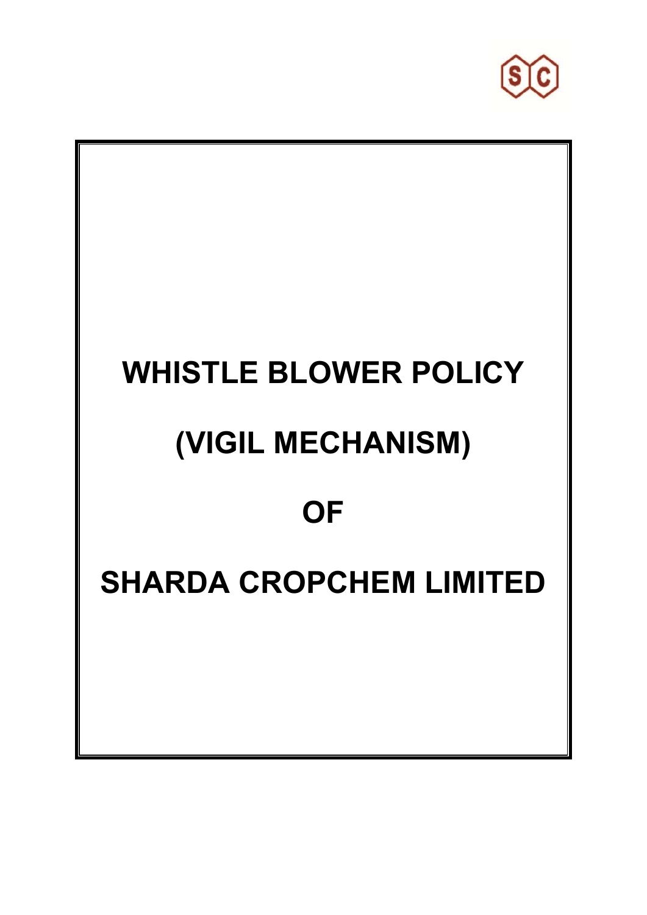# WHISTLE BLOWER POLICY

# (VIGIL MECHANISM)

# OF

# SHARDA CROPCHEM LIMITED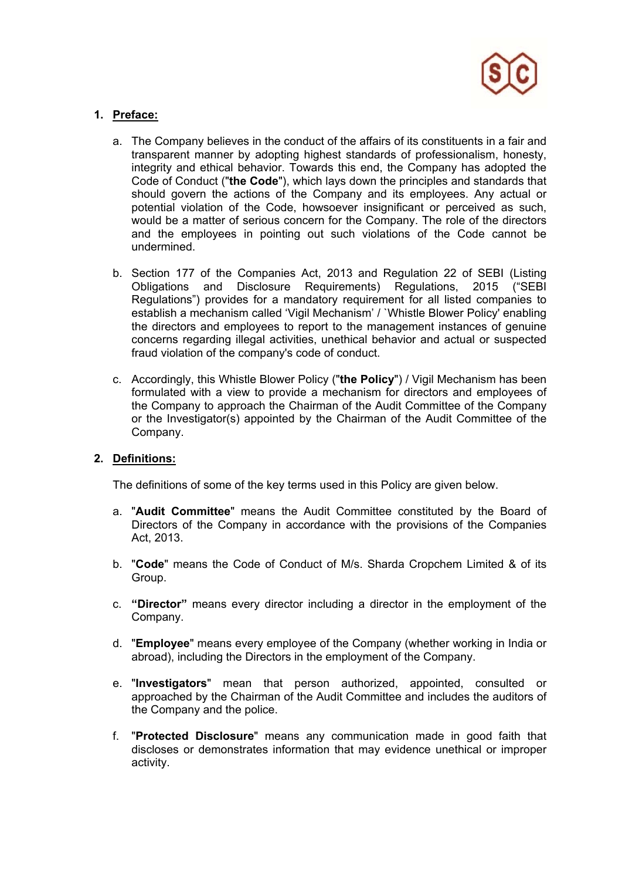## 1. Preface:

a. The Company believes in the conduct of the affairs of its constituents in a fair and transparent manner by adopting highest standards of professionalism, honesty, integrity and ethical behavior. Towards this end, the Company has adopted the Code of Conduct ("**the Code**"), which lays down the principles and standards that should govern the actions of the Company and its employees. Any actual or potential violation of the Code, howsoever insignificant or perceived as such, would be a matter of serious concern for the Company. The role of the directors and the employees in pointing out such violations of the Code cannot be undermined.

b. Section 177 of the Companies Act, 2013 and Regulation 22 of SEBI (Listing Obligations and Disclosure Requirements) Regulations, 2015 ("SEBI Regulations") provides for a mandatory requirement for all listed companies to establish a mechanism called 'Vigil Mechanism' / `Whistle Blower Policy' enabling the directors and employees to report to the management instances of genuine concerns regarding illegal activities, unethical behavior and actual or suspected fraud violation of the company's code of conduct.

c. Accordingly, this Whistle Blower Policy ("**the Policy**") / Vigil Mechanism has been formulated with a view to provide a mechanism for directors and employees of the Company to approach the Chairman of the Audit Committee of the Company or the Investigator(s) appointed by the Chairman of the Audit Committee of the Company.

## 2. Definitions:

The definitions of some of the key terms used in this Policy are given below.

a. "**Audit Committee**" means the Audit Committee constituted by the Board of Directors of the Company in accordance with the provisions of the Companies Act, 2013.

b. "**Code**" means the Code of Conduct of M/s. Sharda Cropchem Limited & of its Group.

c. **"Director"** means every director including a director in the employment of the Company.

d. "**Employee**" means every employee of the Company (whether working in India or abroad), including the Directors in the employment of the Company.

e. "**Investigators**" mean that person authorized, appointed, consulted or approached by the Chairman of the Audit Committee and includes the auditors of the Company and the police.

f. "**Protected Disclosure**" means any communication made in good faith that discloses or demonstrates information that may evidence unethical or improper activity.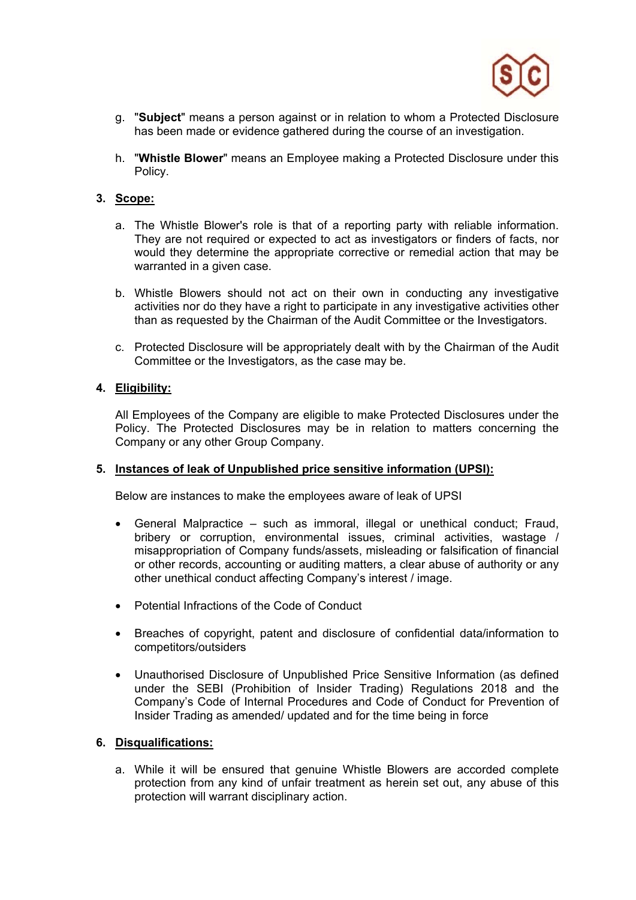g. "**Subject**" means a person against or in relation to whom a Protected Disclosure has been made or evidence gathered during the course of an investigation.

h. "**Whistle Blower**" means an Employee making a Protected Disclosure under this Policy.

### 3. Scope:

a. The Whistle Blower's role is that of a reporting party with reliable information. They are not required or expected to act as investigators or finders of facts, nor would they determine the appropriate corrective or remedial action that may be warranted in a given case.

b. Whistle Blowers should not act on their own in conducting any investigative activities nor do they have a right to participate in any investigative activities other than as requested by the Chairman of the Audit Committee or the Investigators.

c. Protected Disclosure will be appropriately dealt with by the Chairman of the Audit Committee or the Investigators, as the case may be.

### 4. Eligibility:

All Employees of the Company are eligible to make Protected Disclosures under the Policy. The Protected Disclosures may be in relation to matters concerning the Company or any other Group Company.

### 5. Instances of leak of Unpublished price sensitive information (UPSI):

Below are instances to make the employees aware of leak of UPSI

- General Malpractice – such as immoral, illegal or unethical conduct; Fraud, bribery or corruption, environmental issues, criminal activities, wastage / misappropriation of Company funds/assets, misleading or falsification of financial or other records, accounting or auditing matters, a clear abuse of authority or any other unethical conduct affecting Company's interest / image.

- Potential Infractions of the Code of Conduct

- Breaches of copyright, patent and disclosure of confidential data/information to competitors/outsiders

- Unauthorised Disclosure of Unpublished Price Sensitive Information (as defined under the SEBI (Prohibition of Insider Trading) Regulations 2018 and the Company's Code of Internal Procedures and Code of Conduct for Prevention of Insider Trading as amended/ updated and for the time being in force

### 6. Disqualifications:

a. While it will be ensured that genuine Whistle Blowers are accorded complete protection from any kind of unfair treatment as herein set out, any abuse of this protection will warrant disciplinary action.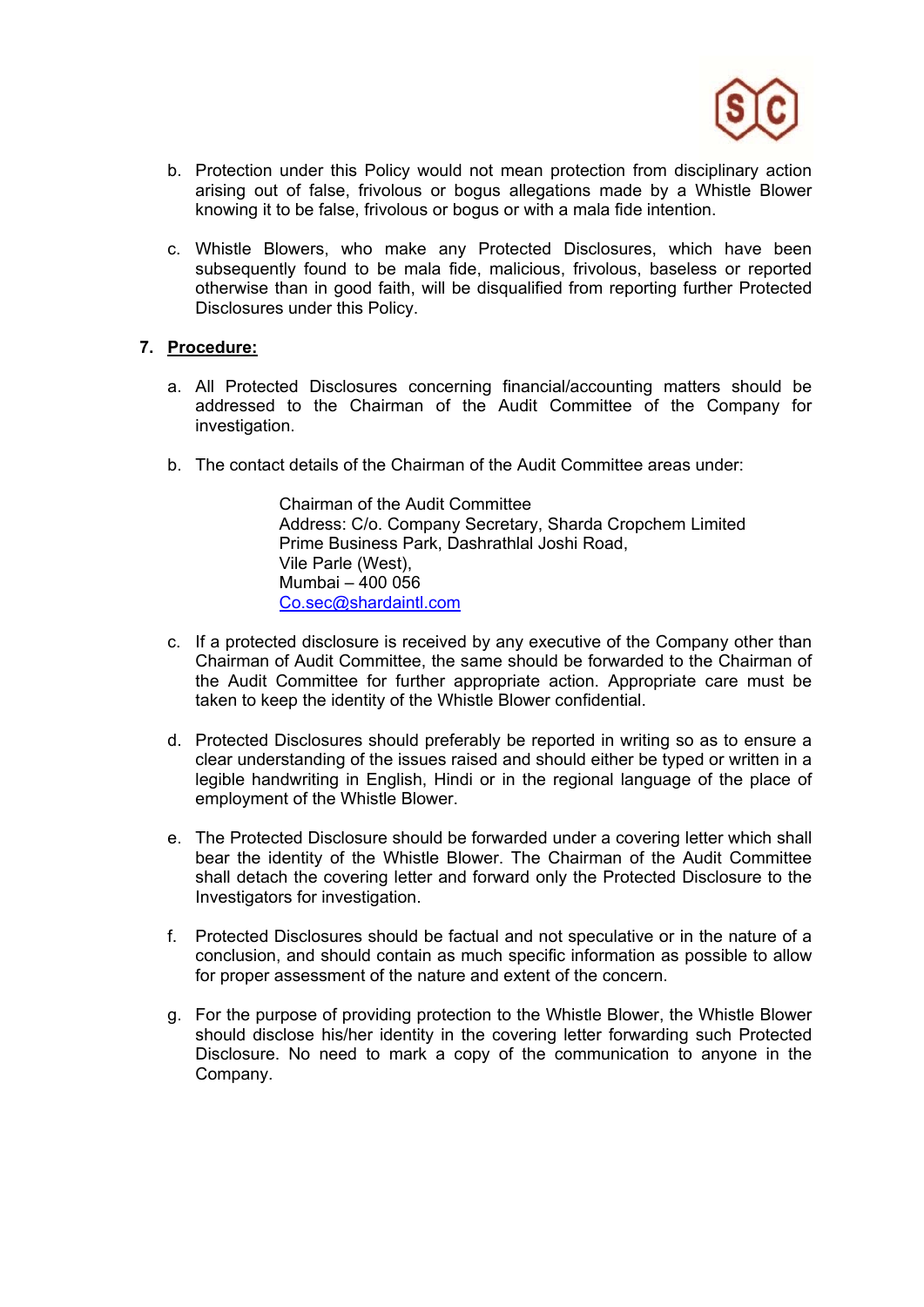b. Protection under this Policy would not mean protection from disciplinary action arising out of false, frivolous or bogus allegations made by a Whistle Blower knowing it to be false, frivolous or bogus or with a mala fide intention.

c. Whistle Blowers, who make any Protected Disclosures, which have been subsequently found to be mala fide, malicious, frivolous, baseless or reported otherwise than in good faith, will be disqualified from reporting further Protected Disclosures under this Policy.

## 7. Procedure:

a. All Protected Disclosures concerning financial/accounting matters should be addressed to the Chairman of the Audit Committee of the Company for investigation.

b. The contact details of the Chairman of the Audit Committee areas under:

> Chairman of the Audit Committee
> Address: C/o. Company Secretary, Sharda Cropchem Limited
> Prime Business Park, Dashrathlal Joshi Road,
> Vile Parle (West),
> Mumbai – 400 056
> Co.sec@shardaintl.com

c. If a protected disclosure is received by any executive of the Company other than Chairman of Audit Committee, the same should be forwarded to the Chairman of the Audit Committee for further appropriate action. Appropriate care must be taken to keep the identity of the Whistle Blower confidential.

d. Protected Disclosures should preferably be reported in writing so as to ensure a clear understanding of the issues raised and should either be typed or written in a legible handwriting in English, Hindi or in the regional language of the place of employment of the Whistle Blower.

e. The Protected Disclosure should be forwarded under a covering letter which shall bear the identity of the Whistle Blower. The Chairman of the Audit Committee shall detach the covering letter and forward only the Protected Disclosure to the Investigators for investigation.

f. Protected Disclosures should be factual and not speculative or in the nature of a conclusion, and should contain as much specific information as possible to allow for proper assessment of the nature and extent of the concern.

g. For the purpose of providing protection to the Whistle Blower, the Whistle Blower should disclose his/her identity in the covering letter forwarding such Protected Disclosure. No need to mark a copy of the communication to anyone in the Company.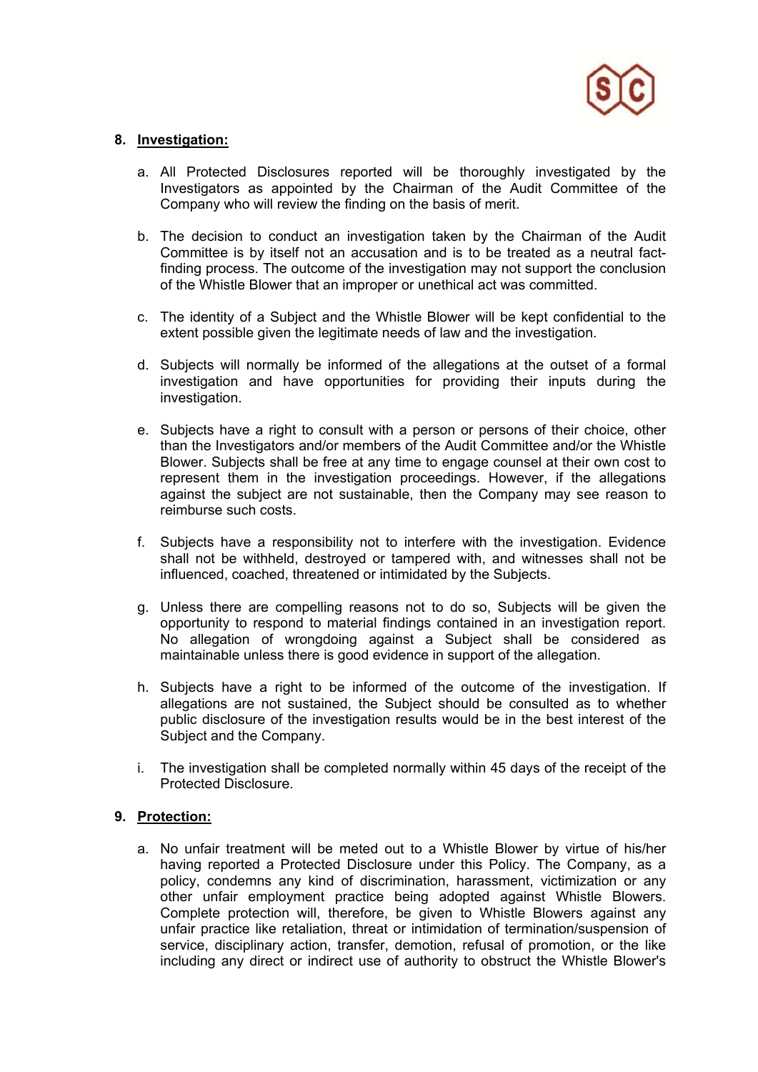## 8. Investigation:

a. All Protected Disclosures reported will be thoroughly investigated by the Investigators as appointed by the Chairman of the Audit Committee of the Company who will review the finding on the basis of merit.

b. The decision to conduct an investigation taken by the Chairman of the Audit Committee is by itself not an accusation and is to be treated as a neutral fact-finding process. The outcome of the investigation may not support the conclusion of the Whistle Blower that an improper or unethical act was committed.

c. The identity of a Subject and the Whistle Blower will be kept confidential to the extent possible given the legitimate needs of law and the investigation.

d. Subjects will normally be informed of the allegations at the outset of a formal investigation and have opportunities for providing their inputs during the investigation.

e. Subjects have a right to consult with a person or persons of their choice, other than the Investigators and/or members of the Audit Committee and/or the Whistle Blower. Subjects shall be free at any time to engage counsel at their own cost to represent them in the investigation proceedings. However, if the allegations against the subject are not sustainable, then the Company may see reason to reimburse such costs.

f. Subjects have a responsibility not to interfere with the investigation. Evidence shall not be withheld, destroyed or tampered with, and witnesses shall not be influenced, coached, threatened or intimidated by the Subjects.

g. Unless there are compelling reasons not to do so, Subjects will be given the opportunity to respond to material findings contained in an investigation report. No allegation of wrongdoing against a Subject shall be considered as maintainable unless there is good evidence in support of the allegation.

h. Subjects have a right to be informed of the outcome of the investigation. If allegations are not sustained, the Subject should be consulted as to whether public disclosure of the investigation results would be in the best interest of the Subject and the Company.

i. The investigation shall be completed normally within 45 days of the receipt of the Protected Disclosure.

## 9. Protection:

a. No unfair treatment will be meted out to a Whistle Blower by virtue of his/her having reported a Protected Disclosure under this Policy. The Company, as a policy, condemns any kind of discrimination, harassment, victimization or any other unfair employment practice being adopted against Whistle Blowers. Complete protection will, therefore, be given to Whistle Blowers against any unfair practice like retaliation, threat or intimidation of termination/suspension of service, disciplinary action, transfer, demotion, refusal of promotion, or the like including any direct or indirect use of authority to obstruct the Whistle Blower's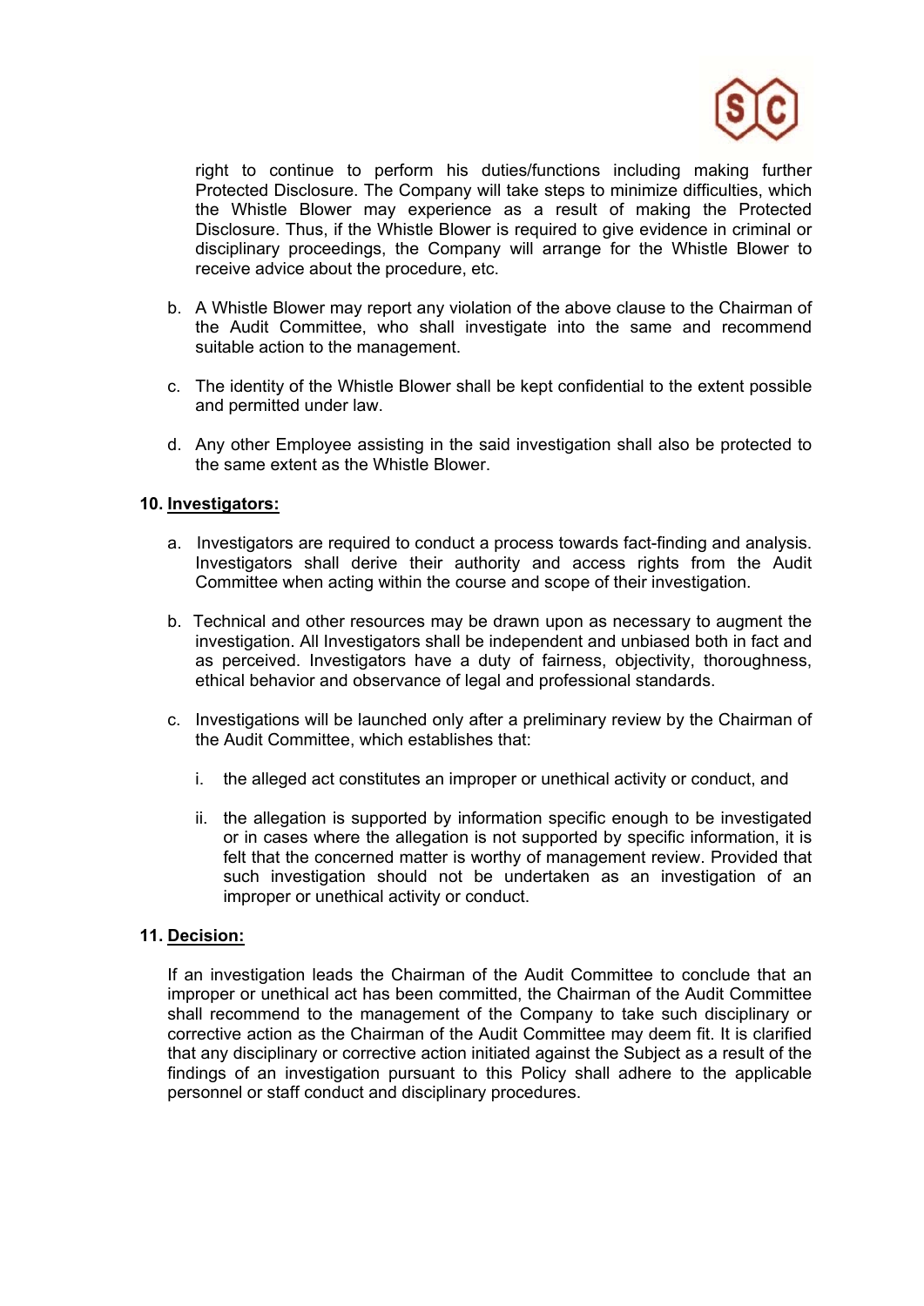right to continue to perform his duties/functions including making further Protected Disclosure. The Company will take steps to minimize difficulties, which the Whistle Blower may experience as a result of making the Protected Disclosure. Thus, if the Whistle Blower is required to give evidence in criminal or disciplinary proceedings, the Company will arrange for the Whistle Blower to receive advice about the procedure, etc.

b. A Whistle Blower may report any violation of the above clause to the Chairman of the Audit Committee, who shall investigate into the same and recommend suitable action to the management.

c. The identity of the Whistle Blower shall be kept confidential to the extent possible and permitted under law.

d. Any other Employee assisting in the said investigation shall also be protected to the same extent as the Whistle Blower.

**10. <u>Investigators:</u>**

a. Investigators are required to conduct a process towards fact-finding and analysis. Investigators shall derive their authority and access rights from the Audit Committee when acting within the course and scope of their investigation.

b. Technical and other resources may be drawn upon as necessary to augment the investigation. All Investigators shall be independent and unbiased both in fact and as perceived. Investigators have a duty of fairness, objectivity, thoroughness, ethical behavior and observance of legal and professional standards.

c. Investigations will be launched only after a preliminary review by the Chairman of the Audit Committee, which establishes that:

   i. the alleged act constitutes an improper or unethical activity or conduct, and

   ii. the allegation is supported by information specific enough to be investigated or in cases where the allegation is not supported by specific information, it is felt that the concerned matter is worthy of management review. Provided that such investigation should not be undertaken as an investigation of an improper or unethical activity or conduct.

**11. <u>Decision:</u>**

If an investigation leads the Chairman of the Audit Committee to conclude that an improper or unethical act has been committed, the Chairman of the Audit Committee shall recommend to the management of the Company to take such disciplinary or corrective action as the Chairman of the Audit Committee may deem fit. It is clarified that any disciplinary or corrective action initiated against the Subject as a result of the findings of an investigation pursuant to this Policy shall adhere to the applicable personnel or staff conduct and disciplinary procedures.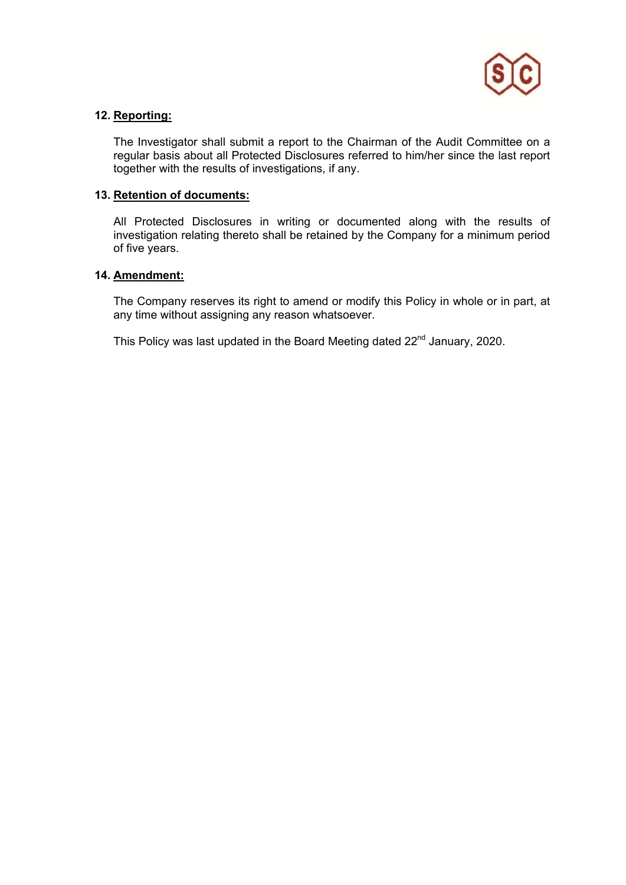## 12. Reporting:

The Investigator shall submit a report to the Chairman of the Audit Committee on a regular basis about all Protected Disclosures referred to him/her since the last report together with the results of investigations, if any.

## 13. Retention of documents:

All Protected Disclosures in writing or documented along with the results of investigation relating thereto shall be retained by the Company for a minimum period of five years.

## 14. Amendment:

The Company reserves its right to amend or modify this Policy in whole or in part, at any time without assigning any reason whatsoever.

This Policy was last updated in the Board Meeting dated 22nd January, 2020.